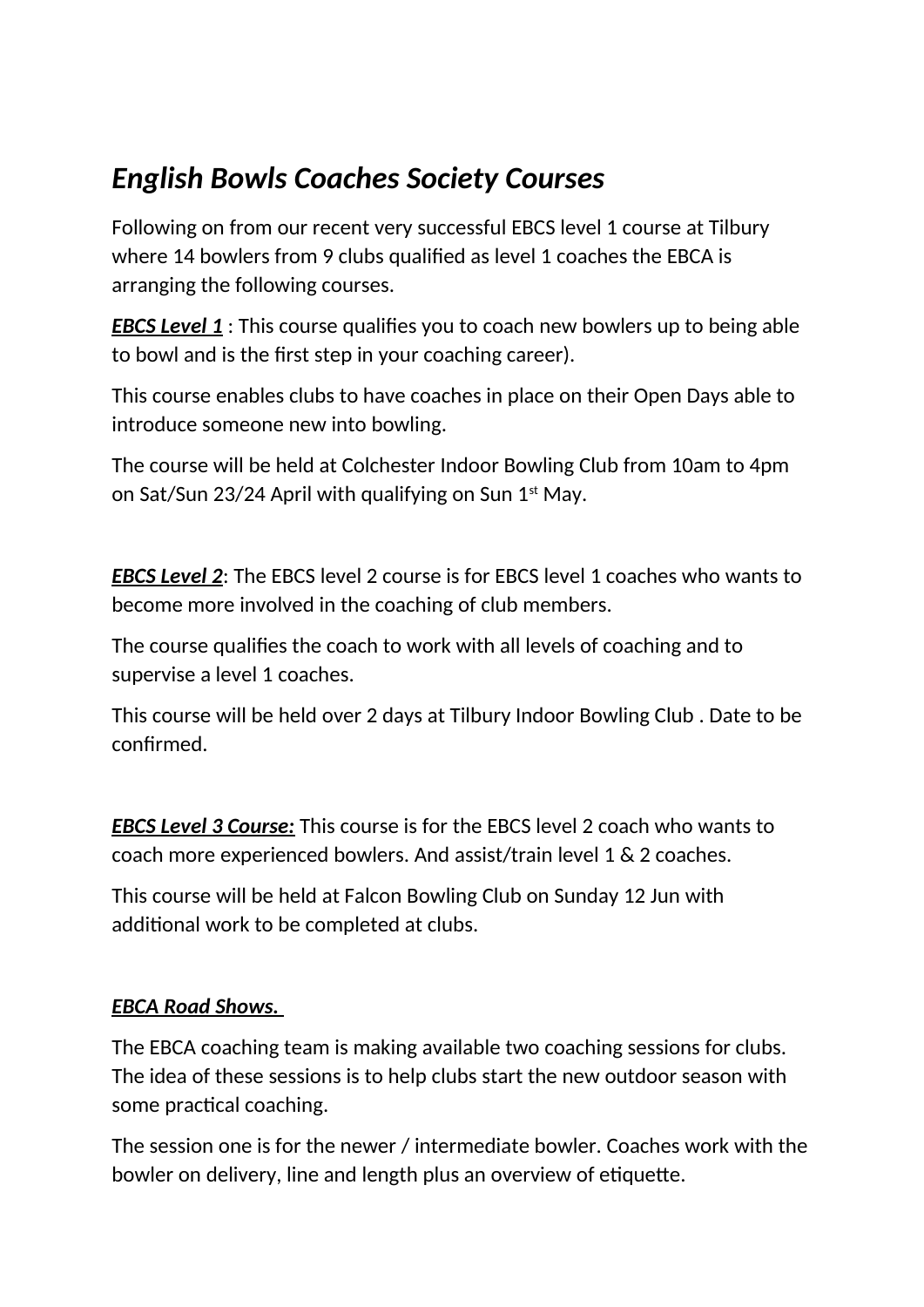# *English Bowls Coaches Society Courses*

Following on from our recent very successful EBCS level 1 course at Tilbury where 14 bowlers from 9 clubs qualified as level 1 coaches the EBCA is arranging the following courses.

***EBCS Level 1*** : This course qualifies you to coach new bowlers up to being able to bowl and is the first step in your coaching career).

This course enables clubs to have coaches in place on their Open Days able to introduce someone new into bowling.

The course will be held at Colchester Indoor Bowling Club from 10am to 4pm on Sat/Sun 23/24 April with qualifying on Sun 1st May.

***EBCS Level 2***: The EBCS level 2 course is for EBCS level 1 coaches who wants to become more involved in the coaching of club members.

The course qualifies the coach to work with all levels of coaching and to supervise a level 1 coaches.

This course will be held over 2 days at Tilbury Indoor Bowling Club . Date to be confirmed.

***EBCS Level 3 Course:*** This course is for the EBCS level 2 coach who wants to coach more experienced bowlers. And assist/train level 1 & 2 coaches.

This course will be held at Falcon Bowling Club on Sunday 12 Jun with additional work to be completed at clubs.

***EBCA Road Shows.***

The EBCA coaching team is making available two coaching sessions for clubs. The idea of these sessions is to help clubs start the new outdoor season with some practical coaching.

The session one is for the newer / intermediate bowler. Coaches work with the bowler on delivery, line and length plus an overview of etiquette.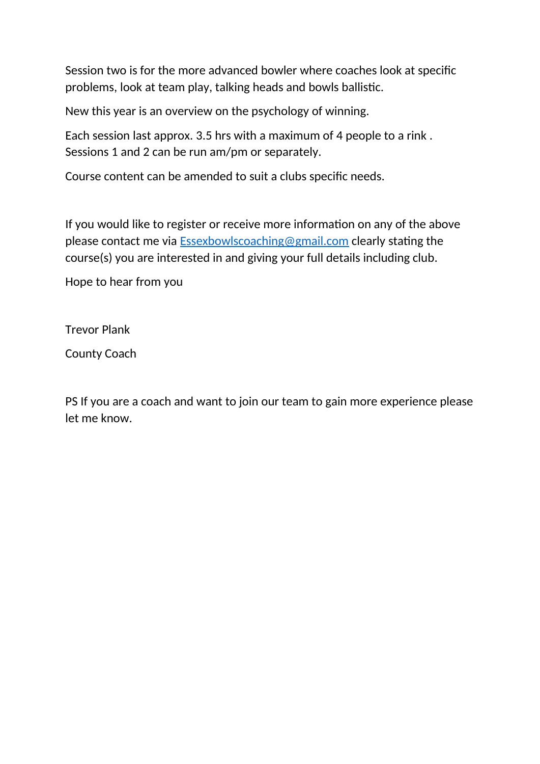Session two is for the more advanced bowler where coaches look at specific problems, look at team play, talking heads and bowls ballistic.

New this year is an overview on the psychology of winning.

Each session last approx. 3.5 hrs with a maximum of 4 people to a rink . Sessions 1 and 2 can be run am/pm or separately.

Course content can be amended to suit a clubs specific needs.

If you would like to register or receive more information on any of the above please contact me via Essexbowlscoaching@gmail.com clearly stating the course(s) you are interested in and giving your full details including club.

Hope to hear from you

Trevor Plank

County Coach

PS If you are a coach and want to join our team to gain more experience please let me know.